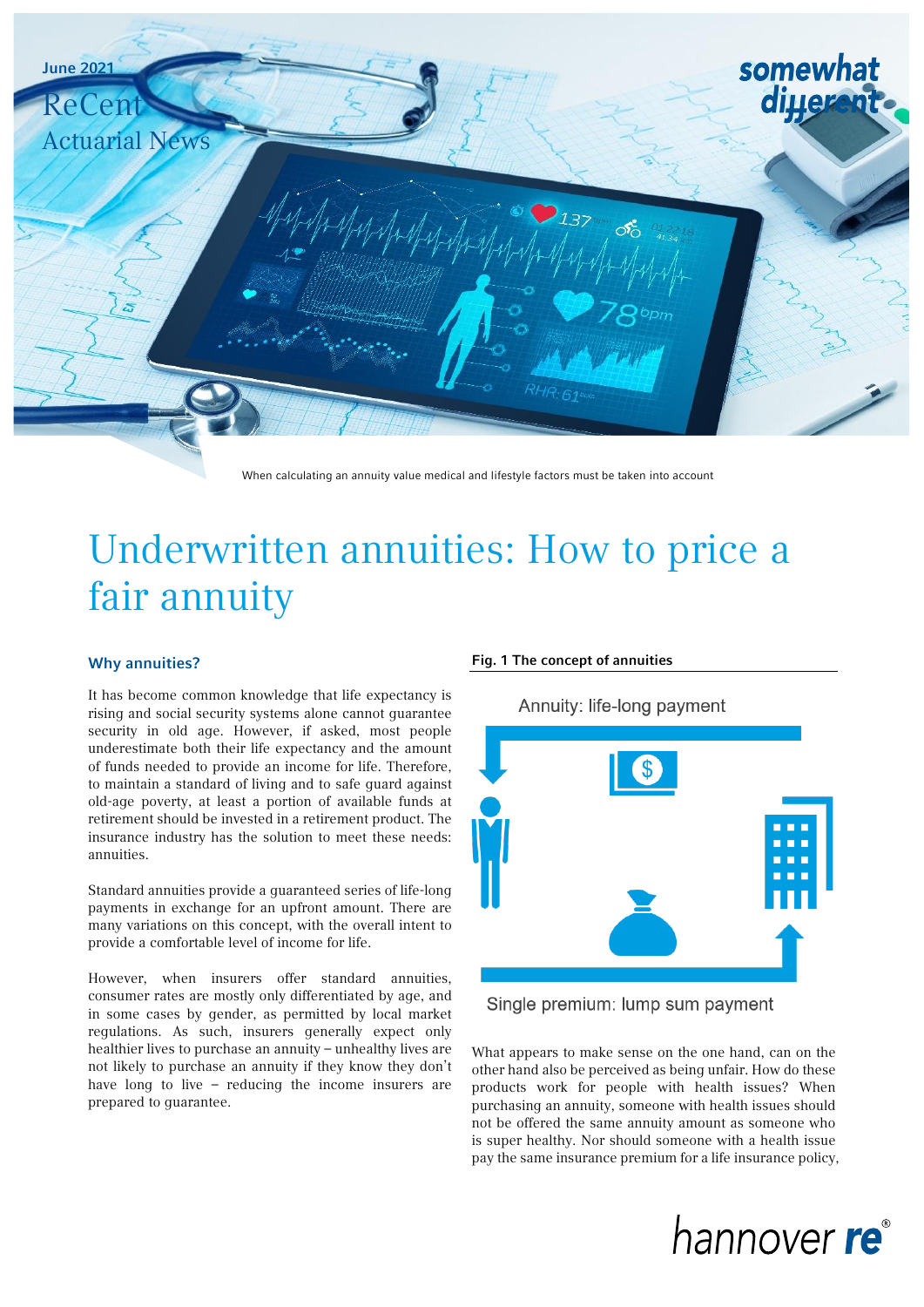June 2021

ReCent Actuarial News

somewhat different

When calculating an annuity value medical and lifestyle factors must be taken into account

# Underwritten annuities: How to price a fair annuity

## Why annuities?

It has become common knowledge that life expectancy is rising and social security systems alone cannot guarantee security in old age. However, if asked, most people underestimate both their life expectancy and the amount of funds needed to provide an income for life. Therefore, to maintain a standard of living and to safe guard against old-age poverty, at least a portion of available funds at retirement should be invested in a retirement product. The insurance industry has the solution to meet these needs: annuities.

Standard annuities provide a guaranteed series of life-long payments in exchange for an upfront amount. There are many variations on this concept, with the overall intent to provide a comfortable level of income for life.

However, when insurers offer standard annuities, consumer rates are mostly only differentiated by age, and in some cases by gender, as permitted by local market regulations. As such, insurers generally expect only healthier lives to purchase an annuity – unhealthy lives are not likely to purchase an annuity if they know they don't have long to live – reducing the income insurers are prepared to guarantee.

**Fig. 1 The concept of annuities**

Annuity: life-long payment

Single premium: lump sum payment

What appears to make sense on the one hand, can on the other hand also be perceived as being unfair. How do these products work for people with health issues? When purchasing an annuity, someone with health issues should not be offered the same annuity amount as someone who is super healthy. Nor should someone with a health issue pay the same insurance premium for a life insurance policy,

hannover re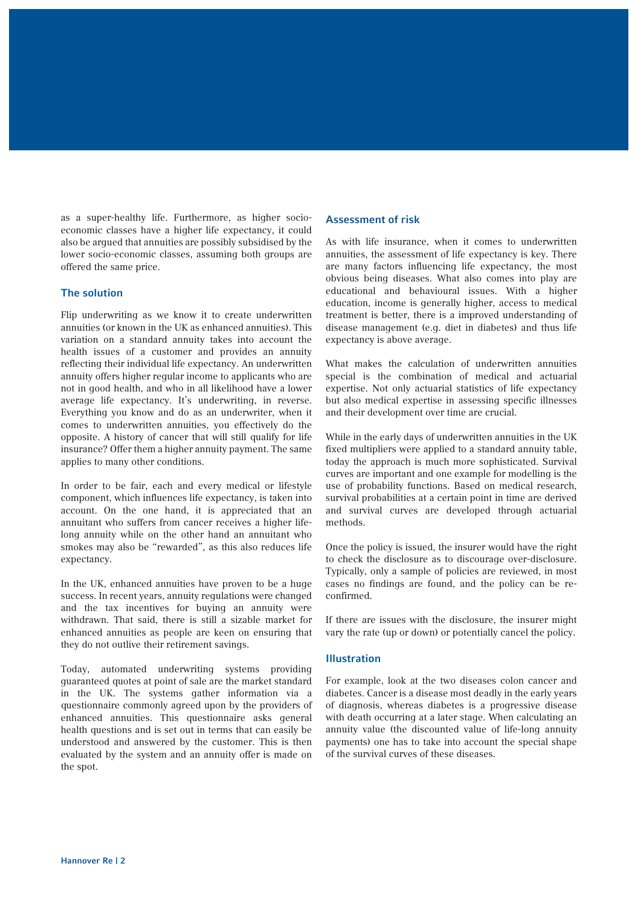as a super-healthy life. Furthermore, as higher socio-economic classes have a higher life expectancy, it could also be argued that annuities are possibly subsidised by the lower socio-economic classes, assuming both groups are offered the same price.

## The solution

Flip underwriting as we know it to create underwritten annuities (or known in the UK as enhanced annuities). This variation on a standard annuity takes into account the health issues of a customer and provides an annuity reflecting their individual life expectancy. An underwritten annuity offers higher regular income to applicants who are not in good health, and who in all likelihood have a lower average life expectancy. It's underwriting, in reverse. Everything you know and do as an underwriter, when it comes to underwritten annuities, you effectively do the opposite. A history of cancer that will still qualify for life insurance? Offer them a higher annuity payment. The same applies to many other conditions.

In order to be fair, each and every medical or lifestyle component, which influences life expectancy, is taken into account. On the one hand, it is appreciated that an annuitant who suffers from cancer receives a higher life-long annuity while on the other hand an annuitant who smokes may also be "rewarded", as this also reduces life expectancy.

In the UK, enhanced annuities have proven to be a huge success. In recent years, annuity regulations were changed and the tax incentives for buying an annuity were withdrawn. That said, there is still a sizable market for enhanced annuities as people are keen on ensuring that they do not outlive their retirement savings.

Today, automated underwriting systems providing guaranteed quotes at point of sale are the market standard in the UK. The systems gather information via a questionnaire commonly agreed upon by the providers of enhanced annuities. This questionnaire asks general health questions and is set out in terms that can easily be understood and answered by the customer. This is then evaluated by the system and an annuity offer is made on the spot.

## Assessment of risk

As with life insurance, when it comes to underwritten annuities, the assessment of life expectancy is key. There are many factors influencing life expectancy, the most obvious being diseases. What also comes into play are educational and behavioural issues. With a higher education, income is generally higher, access to medical treatment is better, there is a improved understanding of disease management (e.g. diet in diabetes) and thus life expectancy is above average.

What makes the calculation of underwritten annuities special is the combination of medical and actuarial expertise. Not only actuarial statistics of life expectancy but also medical expertise in assessing specific illnesses and their development over time are crucial.

While in the early days of underwritten annuities in the UK fixed multipliers were applied to a standard annuity table, today the approach is much more sophisticated. Survival curves are important and one example for modelling is the use of probability functions. Based on medical research, survival probabilities at a certain point in time are derived and survival curves are developed through actuarial methods.

Once the policy is issued, the insurer would have the right to check the disclosure as to discourage over-disclosure. Typically, only a sample of policies are reviewed, in most cases no findings are found, and the policy can be re-confirmed.

If there are issues with the disclosure, the insurer might vary the rate (up or down) or potentially cancel the policy.

## Illustration

For example, look at the two diseases colon cancer and diabetes. Cancer is a disease most deadly in the early years of diagnosis, whereas diabetes is a progressive disease with death occurring at a later stage. When calculating an annuity value (the discounted value of life-long annuity payments) one has to take into account the special shape of the survival curves of these diseases.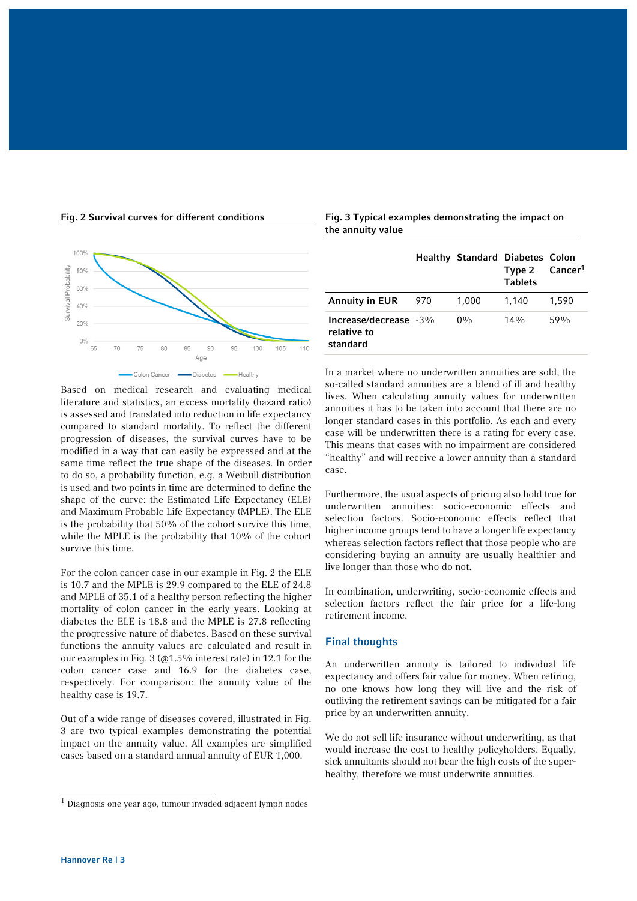**Fig. 2 Survival curves for different conditions**

Based on medical research and evaluating medical literature and statistics, an excess mortality (hazard ratio) is assessed and translated into reduction in life expectancy compared to standard mortality. To reflect the different progression of diseases, the survival curves have to be modified in a way that can easily be expressed and at the same time reflect the true shape of the diseases. In order to do so, a probability function, e.g. a Weibull distribution is used and two points in time are determined to define the shape of the curve: the Estimated Life Expectancy (ELE) and Maximum Probable Life Expectancy (MPLE). The ELE is the probability that 50% of the cohort survive this time, while the MPLE is the probability that 10% of the cohort survive this time.

For the colon cancer case in our example in Fig. 2 the ELE is 10.7 and the MPLE is 29.9 compared to the ELE of 24.8 and MPLE of 35.1 of a healthy person reflecting the higher mortality of colon cancer in the early years. Looking at diabetes the ELE is 18.8 and the MPLE is 27.8 reflecting the progressive nature of diabetes. Based on these survival functions the annuity values are calculated and result in our examples in Fig. 3 (@1.5% interest rate) in 12.1 for the colon cancer case and 16.9 for the diabetes case, respectively. For comparison: the annuity value of the healthy case is 19.7.

Out of a wide range of diseases covered, illustrated in Fig. 3 are two typical examples demonstrating the potential impact on the annuity value. All examples are simplified cases based on a standard annual annuity of EUR 1,000.

**Fig. 3 Typical examples demonstrating the impact on the annuity value**

| | Healthy | Standard | Diabetes Type 2 Tablets | Colon Cancer[1] |
|---|---|---|---|---|
| **Annuity in EUR** | 970 | 1,000 | 1,140 | 1,590 |
| **Increase/decrease relative to standard** | -3% | 0% | 14% | 59% |

In a market where no underwritten annuities are sold, the so-called standard annuities are a blend of ill and healthy lives. When calculating annuity values for underwritten annuities it has to be taken into account that there are no longer standard cases in this portfolio. As each and every case will be underwritten there is a rating for every case. This means that cases with no impairment are considered "healthy" and will receive a lower annuity than a standard case.

Furthermore, the usual aspects of pricing also hold true for underwritten annuities: socio-economic effects and selection factors. Socio-economic effects reflect that higher income groups tend to have a longer life expectancy whereas selection factors reflect that those people who are considering buying an annuity are usually healthier and live longer than those who do not.

In combination, underwriting, socio-economic effects and selection factors reflect the fair price for a life-long retirement income.

## Final thoughts

An underwritten annuity is tailored to individual life expectancy and offers fair value for money. When retiring, no one knows how long they will live and the risk of outliving the retirement savings can be mitigated for a fair price by an underwritten annuity.

We do not sell life insurance without underwriting, as that would increase the cost to healthy policyholders. Equally, sick annuitants should not bear the high costs of the super-healthy, therefore we must underwrite annuities.

[1] Diagnosis one year ago, tumour invaded adjacent lymph nodes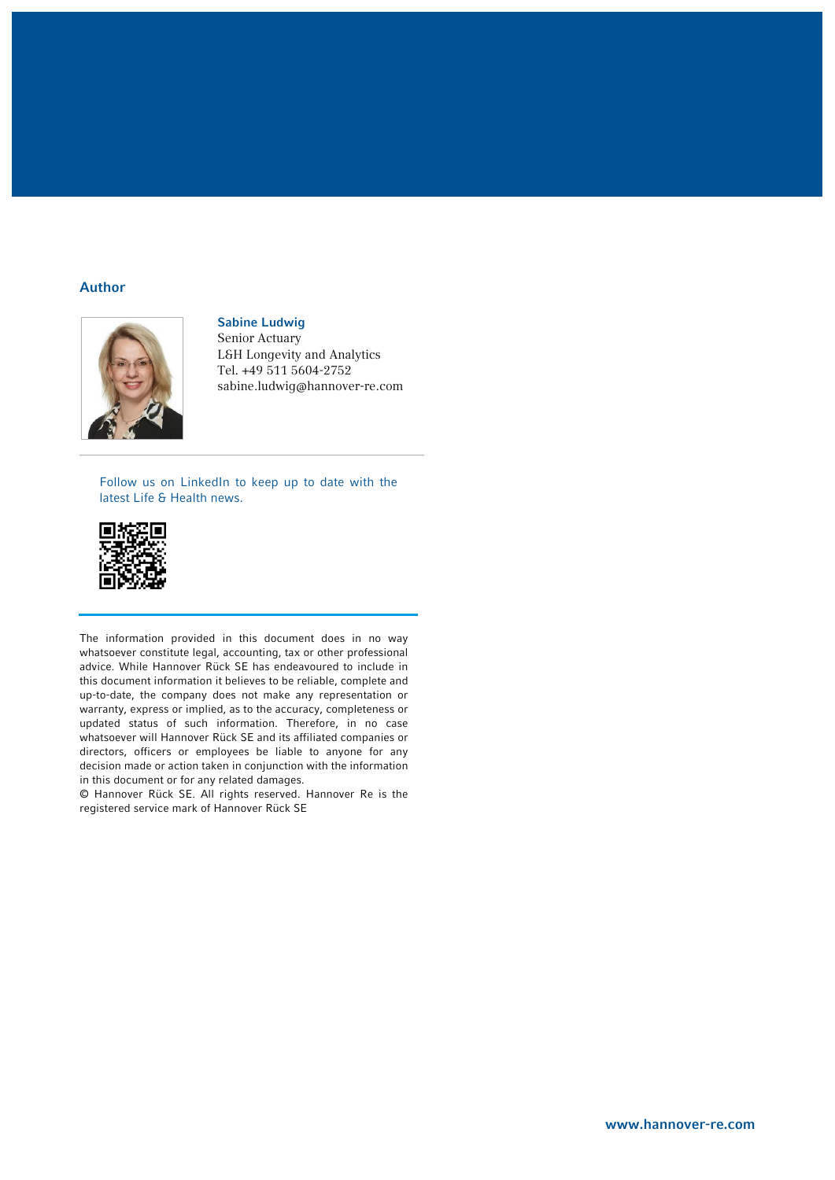## Author

**Sabine Ludwig**
Senior Actuary
L&H Longevity and Analytics
Tel. +49 511 5604-2752
sabine.ludwig@hannover-re.com

Follow us on LinkedIn to keep up to date with the latest Life & Health news.

The information provided in this document does in no way whatsoever constitute legal, accounting, tax or other professional advice. While Hannover Rück SE has endeavoured to include in this document information it believes to be reliable, complete and up-to-date, the company does not make any representation or warranty, express or implied, as to the accuracy, completeness or updated status of such information. Therefore, in no case whatsoever will Hannover Rück SE and its affiliated companies or directors, officers or employees be liable to anyone for any decision made or action taken in conjunction with the information in this document or for any related damages.
© Hannover Rück SE. All rights reserved. Hannover Re is the registered service mark of Hannover Rück SE

www.hannover-re.com